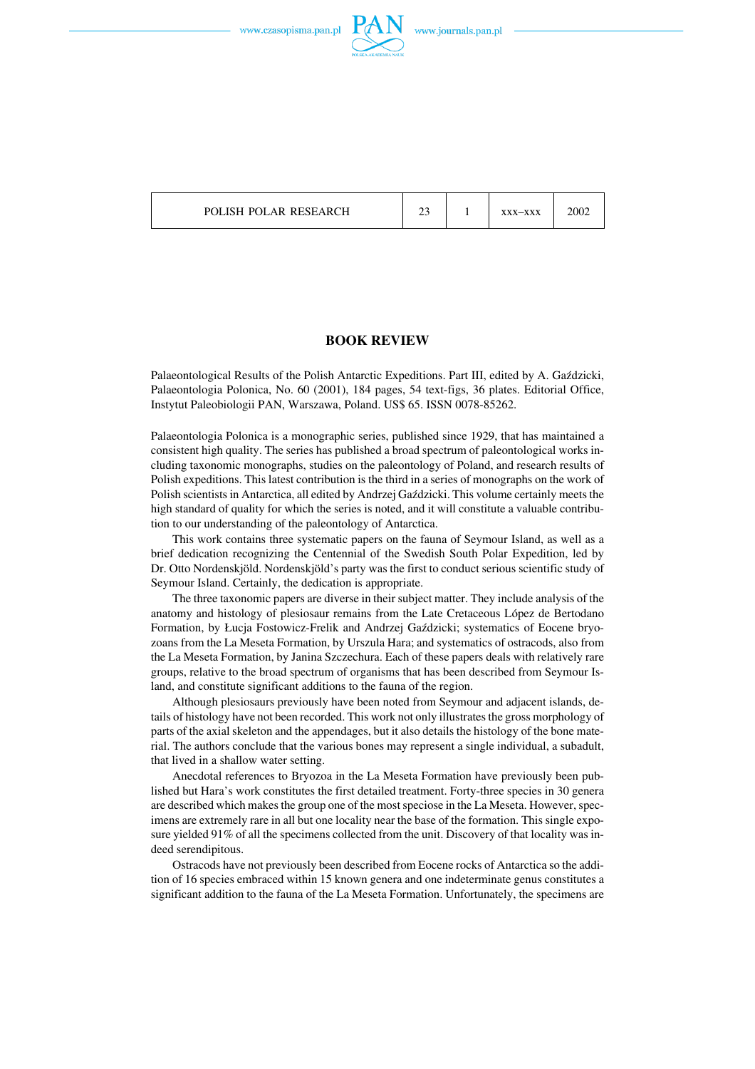# BOOK REVIEW

Palaeontological Results of the Polish Antarctic Expeditions. Part III, edited by A. Gaździcki, Palaeontologia Polonica, No. 60 (2001), 184 pages, 54 text-figs, 36 plates. Editorial Office, Instytut Paleobiologii PAN, Warszawa, Poland. US$ 65. ISSN 0078-85262.

Palaeontologia Polonica is a monographic series, published since 1929, that has maintained a consistent high quality. The series has published a broad spectrum of paleontological works including taxonomic monographs, studies on the paleontology of Poland, and research results of Polish expeditions. This latest contribution is the third in a series of monographs on the work of Polish scientists in Antarctica, all edited by Andrzej Gaździcki. This volume certainly meets the high standard of quality for which the series is noted, and it will constitute a valuable contribution to our understanding of the paleontology of Antarctica.

This work contains three systematic papers on the fauna of Seymour Island, as well as a brief dedication recognizing the Centennial of the Swedish South Polar Expedition, led by Dr. Otto Nordenskjöld. Nordenskjöld's party was the first to conduct serious scientific study of Seymour Island. Certainly, the dedication is appropriate.

The three taxonomic papers are diverse in their subject matter. They include analysis of the anatomy and histology of plesiosaur remains from the Late Cretaceous López de Bertodano Formation, by Łucja Fostowicz-Frelik and Andrzej Gaździcki; systematics of Eocene bryozoans from the La Meseta Formation, by Urszula Hara; and systematics of ostracods, also from the La Meseta Formation, by Janina Szczechura. Each of these papers deals with relatively rare groups, relative to the broad spectrum of organisms that has been described from Seymour Island, and constitute significant additions to the fauna of the region.

Although plesiosaurs previously have been noted from Seymour and adjacent islands, details of histology have not been recorded. This work not only illustrates the gross morphology of parts of the axial skeleton and the appendages, but it also details the histology of the bone material. The authors conclude that the various bones may represent a single individual, a subadult, that lived in a shallow water setting.

Anecdotal references to Bryozoa in the La Meseta Formation have previously been published but Hara's work constitutes the first detailed treatment. Forty-three species in 30 genera are described which makes the group one of the most speciose in the La Meseta. However, specimens are extremely rare in all but one locality near the base of the formation. This single exposure yielded 91% of all the specimens collected from the unit. Discovery of that locality was indeed serendipitous.

Ostracods have not previously been described from Eocene rocks of Antarctica so the addition of 16 species embraced within 15 known genera and one indeterminate genus constitutes a significant addition to the fauna of the La Meseta Formation. Unfortunately, the specimens are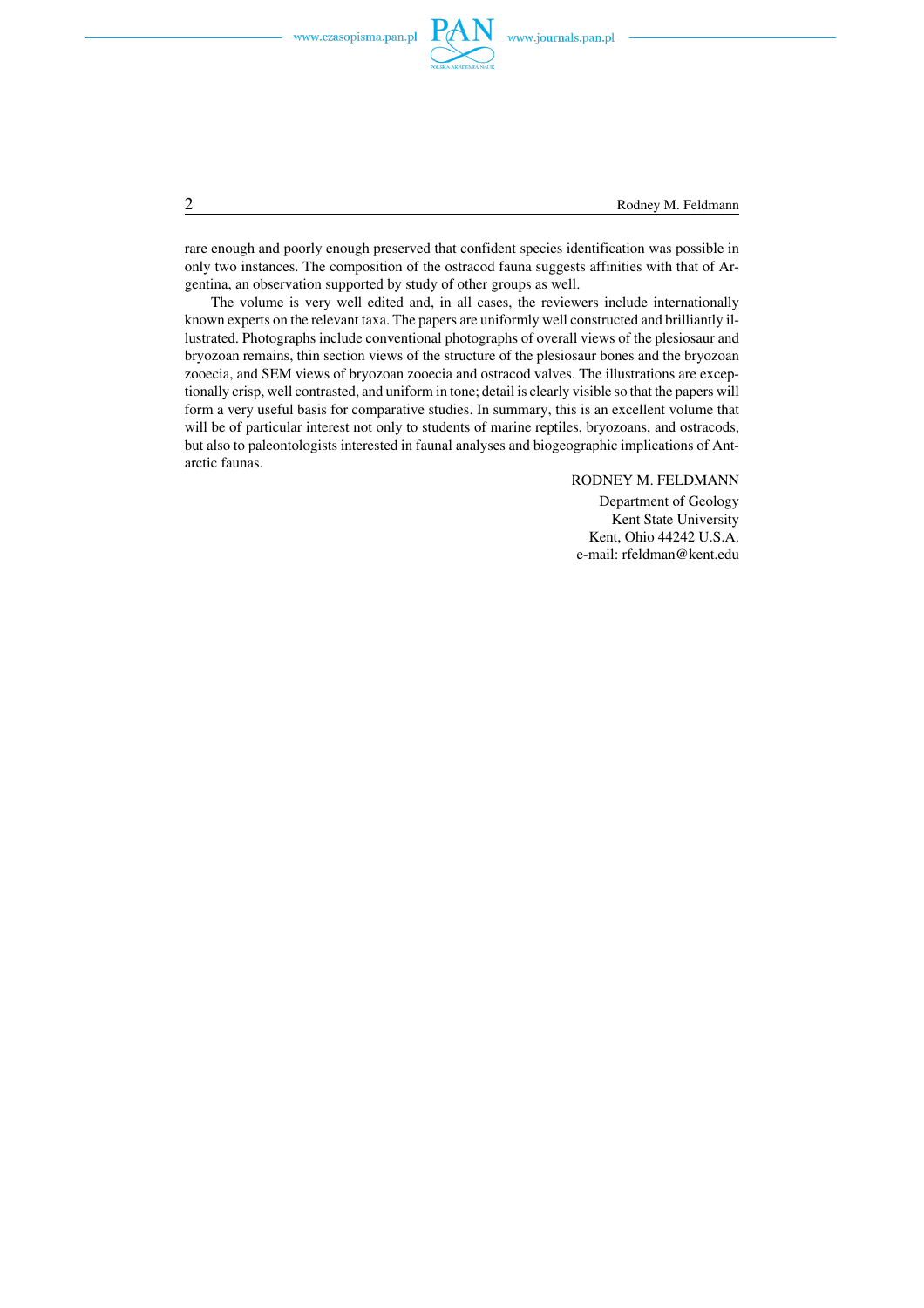rare enough and poorly enough preserved that confident species identification was possible in only two instances. The composition of the ostracod fauna suggests affinities with that of Argentina, an observation supported by study of other groups as well.

The volume is very well edited and, in all cases, the reviewers include internationally known experts on the relevant taxa. The papers are uniformly well constructed and brilliantly illustrated. Photographs include conventional photographs of overall views of the plesiosaur and bryozoan remains, thin section views of the structure of the plesiosaur bones and the bryozoan zooecia, and SEM views of bryozoan zooecia and ostracod valves. The illustrations are exceptionally crisp, well contrasted, and uniform in tone; detail is clearly visible so that the papers will form a very useful basis for comparative studies. In summary, this is an excellent volume that will be of particular interest not only to students of marine reptiles, bryozoans, and ostracods, but also to paleontologists interested in faunal analyses and biogeographic implications of Antarctic faunas.

RODNEY M. FELDMANN

Department of Geology
Kent State University
Kent, Ohio 44242 U.S.A.
e-mail: rfeldman@kent.edu